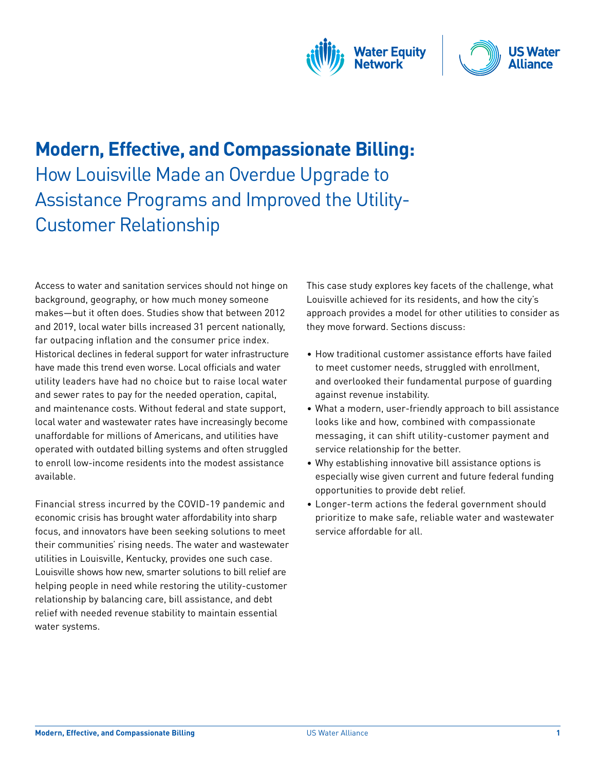# Modern, Effective, and Compassionate Billing:

## How Louisville Made an Overdue Upgrade to Assistance Programs and Improved the Utility-Customer Relationship

Access to water and sanitation services should not hinge on background, geography, or how much money someone makes—but it often does. Studies show that between 2012 and 2019, local water bills increased 31 percent nationally, far outpacing inflation and the consumer price index. Historical declines in federal support for water infrastructure have made this trend even worse. Local officials and water utility leaders have had no choice but to raise local water and sewer rates to pay for the needed operation, capital, and maintenance costs. Without federal and state support, local water and wastewater rates have increasingly become unaffordable for millions of Americans, and utilities have operated with outdated billing systems and often struggled to enroll low-income residents into the modest assistance available.

Financial stress incurred by the COVID-19 pandemic and economic crisis has brought water affordability into sharp focus, and innovators have been seeking solutions to meet their communities' rising needs. The water and wastewater utilities in Louisville, Kentucky, provides one such case. Louisville shows how new, smarter solutions to bill relief are helping people in need while restoring the utility-customer relationship by balancing care, bill assistance, and debt relief with needed revenue stability to maintain essential water systems.

This case study explores key facets of the challenge, what Louisville achieved for its residents, and how the city's approach provides a model for other utilities to consider as they move forward. Sections discuss:

- How traditional customer assistance efforts have failed to meet customer needs, struggled with enrollment, and overlooked their fundamental purpose of guarding against revenue instability.
- What a modern, user-friendly approach to bill assistance looks like and how, combined with compassionate messaging, it can shift utility-customer payment and service relationship for the better.
- Why establishing innovative bill assistance options is especially wise given current and future federal funding opportunities to provide debt relief.
- Longer-term actions the federal government should prioritize to make safe, reliable water and wastewater service affordable for all.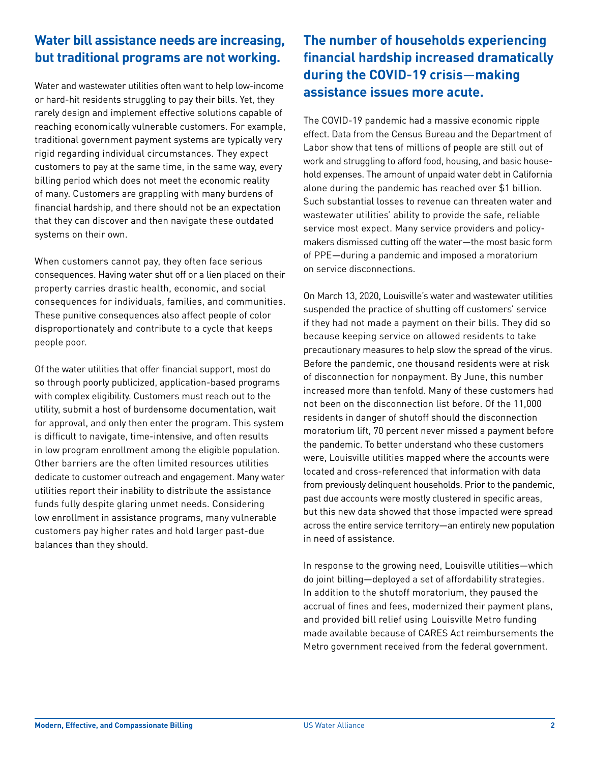## Water bill assistance needs are increasing, but traditional programs are not working.

Water and wastewater utilities often want to help low-income or hard-hit residents struggling to pay their bills. Yet, they rarely design and implement effective solutions capable of reaching economically vulnerable customers. For example, traditional government payment systems are typically very rigid regarding individual circumstances. They expect customers to pay at the same time, in the same way, every billing period which does not meet the economic reality of many. Customers are grappling with many burdens of financial hardship, and there should not be an expectation that they can discover and then navigate these outdated systems on their own.

When customers cannot pay, they often face serious consequences. Having water shut off or a lien placed on their property carries drastic health, economic, and social consequences for individuals, families, and communities. These punitive consequences also affect people of color disproportionately and contribute to a cycle that keeps people poor.

Of the water utilities that offer financial support, most do so through poorly publicized, application-based programs with complex eligibility. Customers must reach out to the utility, submit a host of burdensome documentation, wait for approval, and only then enter the program. This system is difficult to navigate, time-intensive, and often results in low program enrollment among the eligible population. Other barriers are the often limited resources utilities dedicate to customer outreach and engagement. Many water utilities report their inability to distribute the assistance funds fully despite glaring unmet needs. Considering low enrollment in assistance programs, many vulnerable customers pay higher rates and hold larger past-due balances than they should.

## The number of households experiencing financial hardship increased dramatically during the COVID-19 crisis—making assistance issues more acute.

The COVID-19 pandemic had a massive economic ripple effect. Data from the Census Bureau and the Department of Labor show that tens of millions of people are still out of work and struggling to afford food, housing, and basic household expenses. The amount of unpaid water debt in California alone during the pandemic has reached over $1 billion. Such substantial losses to revenue can threaten water and wastewater utilities' ability to provide the safe, reliable service most expect. Many service providers and policymakers dismissed cutting off the water—the most basic form of PPE—during a pandemic and imposed a moratorium on service disconnections.

On March 13, 2020, Louisville's water and wastewater utilities suspended the practice of shutting off customers' service if they had not made a payment on their bills. They did so because keeping service on allowed residents to take precautionary measures to help slow the spread of the virus. Before the pandemic, one thousand residents were at risk of disconnection for nonpayment. By June, this number increased more than tenfold. Many of these customers had not been on the disconnection list before. Of the 11,000 residents in danger of shutoff should the disconnection moratorium lift, 70 percent never missed a payment before the pandemic. To better understand who these customers were, Louisville utilities mapped where the accounts were located and cross-referenced that information with data from previously delinquent households. Prior to the pandemic, past due accounts were mostly clustered in specific areas, but this new data showed that those impacted were spread across the entire service territory—an entirely new population in need of assistance.

In response to the growing need, Louisville utilities—which do joint billing—deployed a set of affordability strategies. In addition to the shutoff moratorium, they paused the accrual of fines and fees, modernized their payment plans, and provided bill relief using Louisville Metro funding made available because of CARES Act reimbursements the Metro government received from the federal government.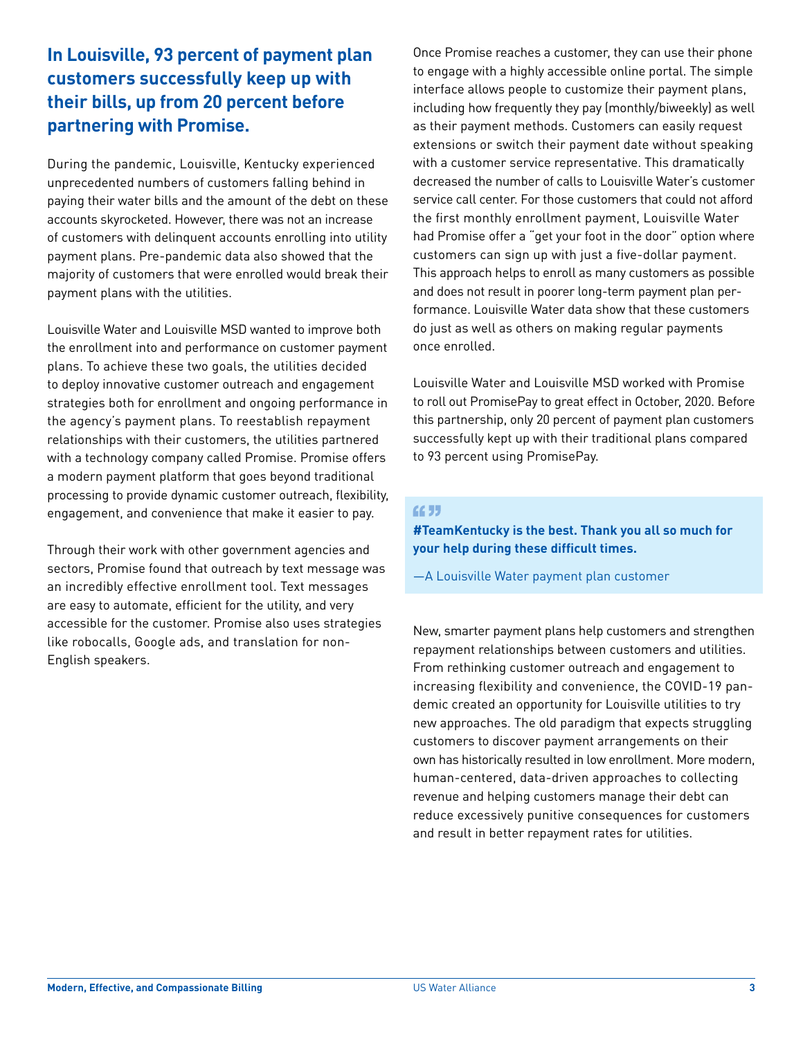## In Louisville, 93 percent of payment plan customers successfully keep up with their bills, up from 20 percent before partnering with Promise.

During the pandemic, Louisville, Kentucky experienced unprecedented numbers of customers falling behind in paying their water bills and the amount of the debt on these accounts skyrocketed. However, there was not an increase of customers with delinquent accounts enrolling into utility payment plans. Pre-pandemic data also showed that the majority of customers that were enrolled would break their payment plans with the utilities.

Louisville Water and Louisville MSD wanted to improve both the enrollment into and performance on customer payment plans. To achieve these two goals, the utilities decided to deploy innovative customer outreach and engagement strategies both for enrollment and ongoing performance in the agency's payment plans. To reestablish repayment relationships with their customers, the utilities partnered with a technology company called Promise. Promise offers a modern payment platform that goes beyond traditional processing to provide dynamic customer outreach, flexibility, engagement, and convenience that make it easier to pay.

Through their work with other government agencies and sectors, Promise found that outreach by text message was an incredibly effective enrollment tool. Text messages are easy to automate, efficient for the utility, and very accessible for the customer. Promise also uses strategies like robocalls, Google ads, and translation for non-English speakers.

Once Promise reaches a customer, they can use their phone to engage with a highly accessible online portal. The simple interface allows people to customize their payment plans, including how frequently they pay (monthly/biweekly) as well as their payment methods. Customers can easily request extensions or switch their payment date without speaking with a customer service representative. This dramatically decreased the number of calls to Louisville Water's customer service call center. For those customers that could not afford the first monthly enrollment payment, Louisville Water had Promise offer a "get your foot in the door" option where customers can sign up with just a five-dollar payment. This approach helps to enroll as many customers as possible and does not result in poorer long-term payment plan performance. Louisville Water data show that these customers do just as well as others on making regular payments once enrolled.

Louisville Water and Louisville MSD worked with Promise to roll out PromisePay to great effect in October, 2020. Before this partnership, only 20 percent of payment plan customers successfully kept up with their traditional plans compared to 93 percent using PromisePay.

> **#TeamKentucky is the best. Thank you all so much for your help during these difficult times.**
>
> —A Louisville Water payment plan customer

New, smarter payment plans help customers and strengthen repayment relationships between customers and utilities. From rethinking customer outreach and engagement to increasing flexibility and convenience, the COVID-19 pandemic created an opportunity for Louisville utilities to try new approaches. The old paradigm that expects struggling customers to discover payment arrangements on their own has historically resulted in low enrollment. More modern, human-centered, data-driven approaches to collecting revenue and helping customers manage their debt can reduce excessively punitive consequences for customers and result in better repayment rates for utilities.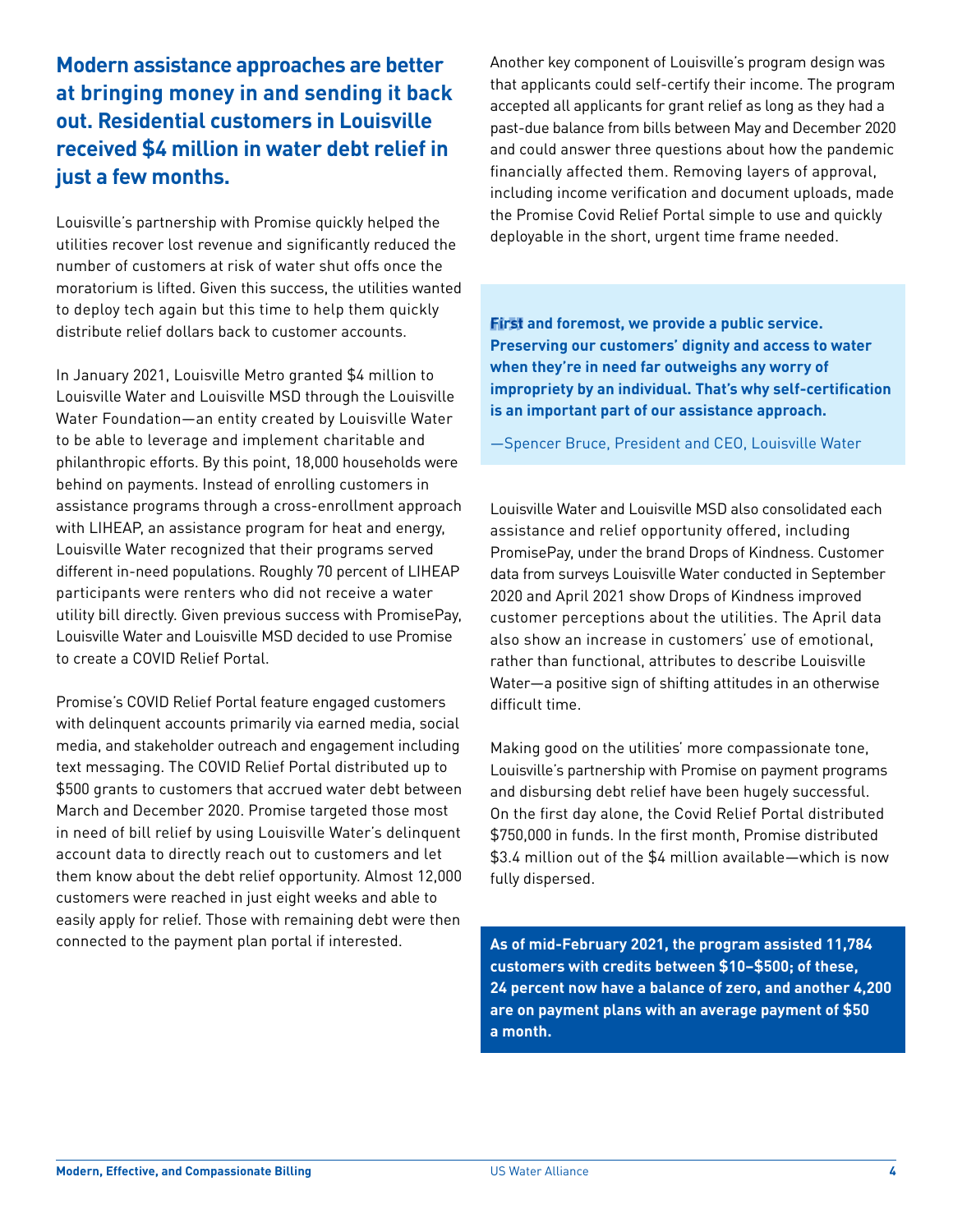## Modern assistance approaches are better at bringing money in and sending it back out. Residential customers in Louisville received $4 million in water debt relief in just a few months.

Louisville's partnership with Promise quickly helped the utilities recover lost revenue and significantly reduced the number of customers at risk of water shut offs once the moratorium is lifted. Given this success, the utilities wanted to deploy tech again but this time to help them quickly distribute relief dollars back to customer accounts.

In January 2021, Louisville Metro granted $4 million to Louisville Water and Louisville MSD through the Louisville Water Foundation—an entity created by Louisville Water to be able to leverage and implement charitable and philanthropic efforts. By this point, 18,000 households were behind on payments. Instead of enrolling customers in assistance programs through a cross-enrollment approach with LIHEAP, an assistance program for heat and energy, Louisville Water recognized that their programs served different in-need populations. Roughly 70 percent of LIHEAP participants were renters who did not receive a water utility bill directly. Given previous success with PromisePay, Louisville Water and Louisville MSD decided to use Promise to create a COVID Relief Portal.

Promise's COVID Relief Portal feature engaged customers with delinquent accounts primarily via earned media, social media, and stakeholder outreach and engagement including text messaging. The COVID Relief Portal distributed up to $500 grants to customers that accrued water debt between March and December 2020. Promise targeted those most in need of bill relief by using Louisville Water's delinquent account data to directly reach out to customers and let them know about the debt relief opportunity. Almost 12,000 customers were reached in just eight weeks and able to easily apply for relief. Those with remaining debt were then connected to the payment plan portal if interested.

Another key component of Louisville's program design was that applicants could self-certify their income. The program accepted all applicants for grant relief as long as they had a past-due balance from bills between May and December 2020 and could answer three questions about how the pandemic financially affected them. Removing layers of approval, including income verification and document uploads, made the Promise Covid Relief Portal simple to use and quickly deployable in the short, urgent time frame needed.

> **First and foremost, we provide a public service. Preserving our customers' dignity and access to water when they're in need far outweighs any worry of impropriety by an individual. That's why self-certification is an important part of our assistance approach.**
>
> —Spencer Bruce, President and CEO, Louisville Water

Louisville Water and Louisville MSD also consolidated each assistance and relief opportunity offered, including PromisePay, under the brand Drops of Kindness. Customer data from surveys Louisville Water conducted in September 2020 and April 2021 show Drops of Kindness improved customer perceptions about the utilities. The April data also show an increase in customers' use of emotional, rather than functional, attributes to describe Louisville Water—a positive sign of shifting attitudes in an otherwise difficult time.

Making good on the utilities' more compassionate tone, Louisville's partnership with Promise on payment programs and disbursing debt relief have been hugely successful. On the first day alone, the Covid Relief Portal distributed $750,000 in funds. In the first month, Promise distributed $3.4 million out of the $4 million available—which is now fully dispersed.

**As of mid-February 2021, the program assisted 11,784 customers with credits between $10–$500; of these, 24 percent now have a balance of zero, and another 4,200 are on payment plans with an average payment of $50 a month.**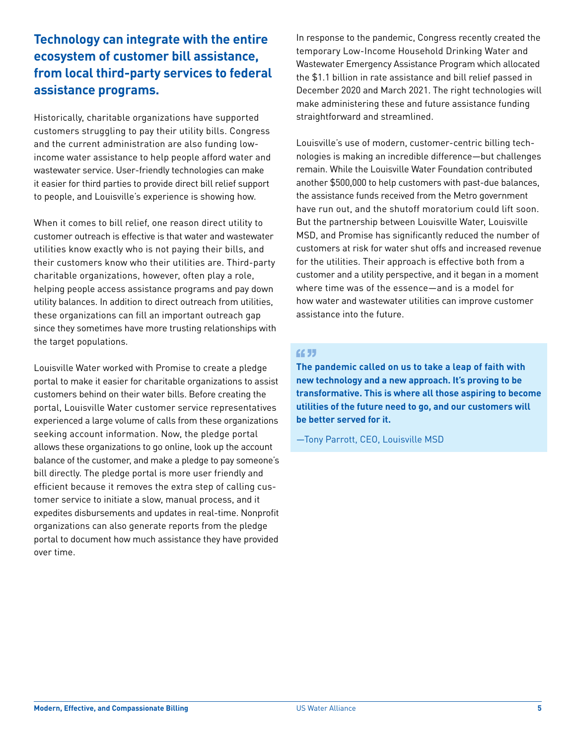## Technology can integrate with the entire ecosystem of customer bill assistance, from local third-party services to federal assistance programs.

Historically, charitable organizations have supported customers struggling to pay their utility bills. Congress and the current administration are also funding low-income water assistance to help people afford water and wastewater service. User-friendly technologies can make it easier for third parties to provide direct bill relief support to people, and Louisville's experience is showing how.

When it comes to bill relief, one reason direct utility to customer outreach is effective is that water and wastewater utilities know exactly who is not paying their bills, and their customers know who their utilities are. Third-party charitable organizations, however, often play a role, helping people access assistance programs and pay down utility balances. In addition to direct outreach from utilities, these organizations can fill an important outreach gap since they sometimes have more trusting relationships with the target populations.

Louisville Water worked with Promise to create a pledge portal to make it easier for charitable organizations to assist customers behind on their water bills. Before creating the portal, Louisville Water customer service representatives experienced a large volume of calls from these organizations seeking account information. Now, the pledge portal allows these organizations to go online, look up the account balance of the customer, and make a pledge to pay someone's bill directly. The pledge portal is more user friendly and efficient because it removes the extra step of calling customer service to initiate a slow, manual process, and it expedites disbursements and updates in real-time. Nonprofit organizations can also generate reports from the pledge portal to document how much assistance they have provided over time.

In response to the pandemic, Congress recently created the temporary Low-Income Household Drinking Water and Wastewater Emergency Assistance Program which allocated the $1.1 billion in rate assistance and bill relief passed in December 2020 and March 2021. The right technologies will make administering these and future assistance funding straightforward and streamlined.

Louisville's use of modern, customer-centric billing technologies is making an incredible difference—but challenges remain. While the Louisville Water Foundation contributed another $500,000 to help customers with past-due balances, the assistance funds received from the Metro government have run out, and the shutoff moratorium could lift soon. But the partnership between Louisville Water, Louisville MSD, and Promise has significantly reduced the number of customers at risk for water shut offs and increased revenue for the utilities. Their approach is effective both from a customer and a utility perspective, and it began in a moment where time was of the essence—and is a model for how water and wastewater utilities can improve customer assistance into the future.

> **The pandemic called on us to take a leap of faith with new technology and a new approach. It's proving to be transformative. This is where all those aspiring to become utilities of the future need to go, and our customers will be better served for it.**
>
> —Tony Parrott, CEO, Louisville MSD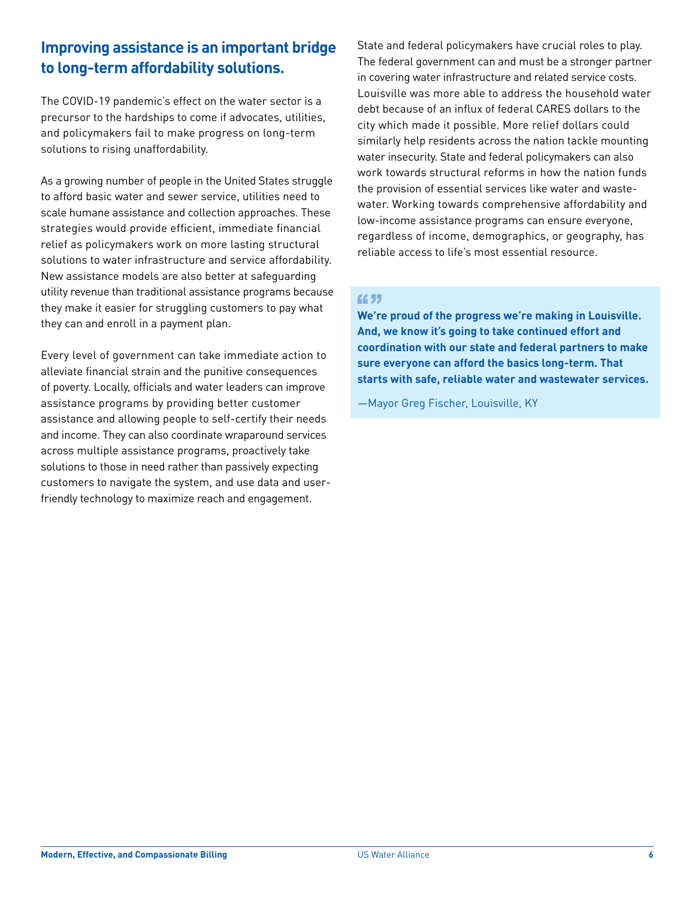## Improving assistance is an important bridge to long-term affordability solutions.

The COVID-19 pandemic's effect on the water sector is a precursor to the hardships to come if advocates, utilities, and policymakers fail to make progress on long-term solutions to rising unaffordability.

As a growing number of people in the United States struggle to afford basic water and sewer service, utilities need to scale humane assistance and collection approaches. These strategies would provide efficient, immediate financial relief as policymakers work on more lasting structural solutions to water infrastructure and service affordability. New assistance models are also better at safeguarding utility revenue than traditional assistance programs because they make it easier for struggling customers to pay what they can and enroll in a payment plan.

Every level of government can take immediate action to alleviate financial strain and the punitive consequences of poverty. Locally, officials and water leaders can improve assistance programs by providing better customer assistance and allowing people to self-certify their needs and income. They can also coordinate wraparound services across multiple assistance programs, proactively take solutions to those in need rather than passively expecting customers to navigate the system, and use data and user-friendly technology to maximize reach and engagement.

State and federal policymakers have crucial roles to play. The federal government can and must be a stronger partner in covering water infrastructure and related service costs. Louisville was more able to address the household water debt because of an influx of federal CARES dollars to the city which made it possible. More relief dollars could similarly help residents across the nation tackle mounting water insecurity. State and federal policymakers can also work towards structural reforms in how the nation funds the provision of essential services like water and wastewater. Working towards comprehensive affordability and low-income assistance programs can ensure everyone, regardless of income, demographics, or geography, has reliable access to life's most essential resource.

> **We're proud of the progress we're making in Louisville. And, we know it's going to take continued effort and coordination with our state and federal partners to make sure everyone can afford the basics long-term. That starts with safe, reliable water and wastewater services.**
>
> —Mayor Greg Fischer, Louisville, KY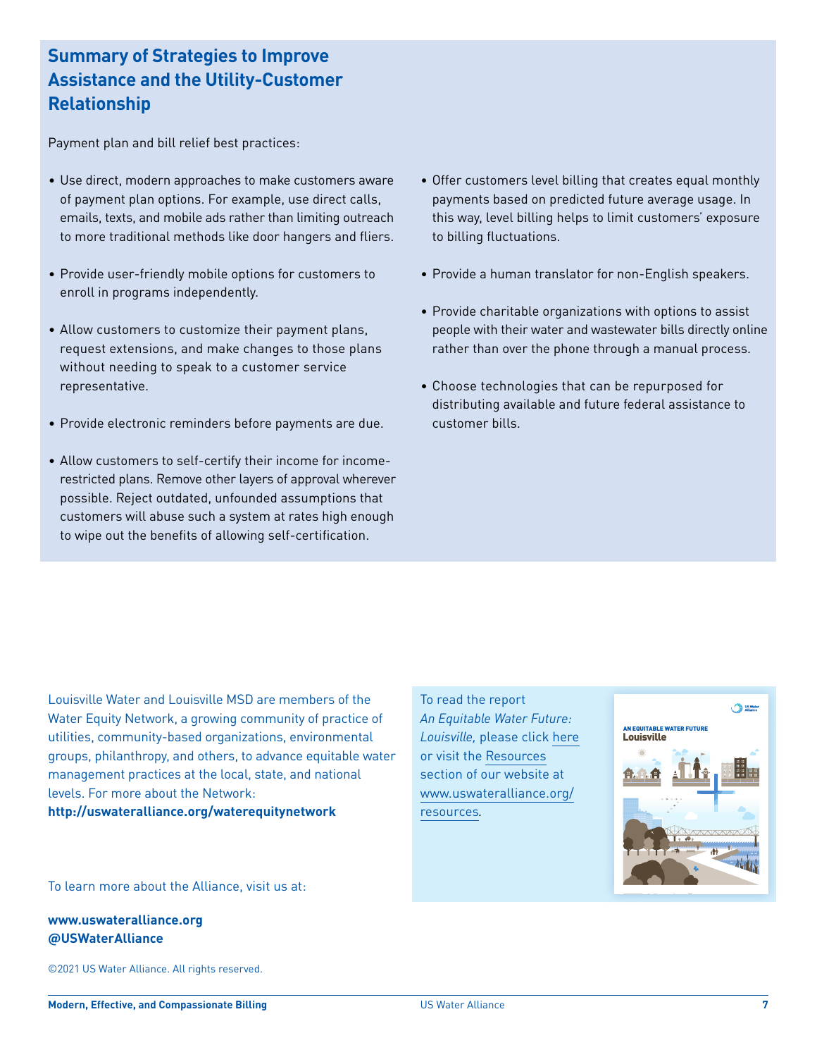## Summary of Strategies to Improve Assistance and the Utility-Customer Relationship

Payment plan and bill relief best practices:

- Use direct, modern approaches to make customers aware of payment plan options. For example, use direct calls, emails, texts, and mobile ads rather than limiting outreach to more traditional methods like door hangers and fliers.
- Provide user-friendly mobile options for customers to enroll in programs independently.
- Allow customers to customize their payment plans, request extensions, and make changes to those plans without needing to speak to a customer service representative.
- Provide electronic reminders before payments are due.
- Allow customers to self-certify their income for income-restricted plans. Remove other layers of approval wherever possible. Reject outdated, unfounded assumptions that customers will abuse such a system at rates high enough to wipe out the benefits of allowing self-certification.
- Offer customers level billing that creates equal monthly payments based on predicted future average usage. In this way, level billing helps to limit customers' exposure to billing fluctuations.
- Provide a human translator for non-English speakers.
- Provide charitable organizations with options to assist people with their water and wastewater bills directly online rather than over the phone through a manual process.
- Choose technologies that can be repurposed for distributing available and future federal assistance to customer bills.

Louisville Water and Louisville MSD are members of the Water Equity Network, a growing community of practice of utilities, community-based organizations, environmental groups, philanthropy, and others, to advance equitable water management practices at the local, state, and national levels. For more about the Network:
**http://uswateralliance.org/waterequitynetwork**

To read the report *An Equitable Water Future: Louisville,* please click here or visit the Resources section of our website at www.uswateralliance.org/resources.

To learn more about the Alliance, visit us at:

**www.uswateralliance.org**
**@USWaterAlliance**

©2021 US Water Alliance. All rights reserved.